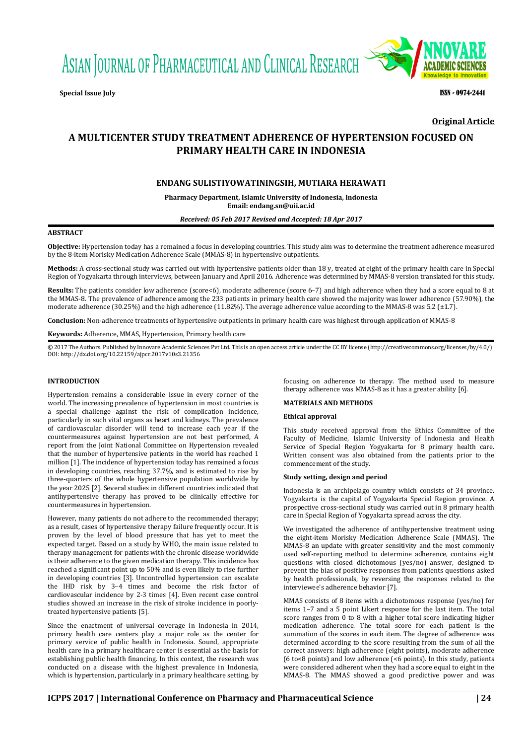Original Article

# A MULTICENTER STUDY TREATMENT ADHERENCE OF HYPERTENSION FOCUSED ON PRIMARY HEALTH CARE IN INDONESIA

**ENDANG SULISTIYOWATININGSIH, MUTIARA HERAWATI**

**Pharmacy Department, Islamic University of Indonesia, Indonesia**
**Email: endang.sn@uii.ac.id**

***Received: 05 Feb 2017 Revised and Accepted: 18 Apr 2017***

## ABSTRACT

**Objective:** Hypertension today has a remained a focus in developing countries. This study aim was to determine the treatment adherence measured by the 8-item Morisky Medication Adherence Scale (MMAS-8) in hypertensive outpatients.

**Methods:** A cross-sectional study was carried out with hypertensive patients older than 18 y, treated at eight of the primary health care in Special Region of Yogyakarta through interviews, between January and April 2016. Adherence was determined by MMAS-8 version translated for this study.

**Results:** The patients consider low adherence (score<6), moderate adherence (score 6–7) and high adherence when they had a score equal to 8 at the MMAS-8. The prevalence of adherence among the 233 patients in primary health care showed the majority was lower adherence (57.90%), the moderate adherence (30.25%) and the high adherence (11.82%). The average adherence value according to the MMAS-8 was 5.2 (±1.7).

**Conclusion:** Non-adherence treatments of hypertensive outpatients in primary health care was highest through application of MMAS-8

**Keywords:** Adherence, MMAS, Hypertension, Primary health care

© 2017 The Authors. Published by Innovare Academic Sciences Pvt Ltd. This is an open access article under the CC BY license (http://creativecommons.org/licenses/by/4.0/)
DOI: http://dx.doi.org/10.22159/ajpcr.2017v10s3.21356

## INTRODUCTION

Hypertension remains a considerable issue in every corner of the world. The increasing prevalence of hypertension in most countries is a special challenge against the risk of complication incidence, particularly in such vital organs as heart and kidneys. The prevalence of cardiovascular disorder will tend to increase each year if the countermeasures against hypertension are not best performed, A report from the Joint National Committee on Hypertension revealed that the number of hypertensive patients in the world has reached 1 million [1]. The incidence of hypertension today has remained a focus in developing countries, reaching 37.7%, and is estimated to rise by three-quarters of the whole hypertensive population worldwide by the year 2025 [2]. Several studies in different countries indicated that antihypertensive therapy has proved to be clinically effective for countermeasures in hypertension.

However, many patients do not adhere to the recommended therapy; as a result, cases of hypertensive therapy failure frequently occur. It is proven by the level of blood pressure that has yet to meet the expected target. Based on a study by WHO, the main issue related to therapy management for patients with the chronic disease worldwide is their adherence to the given medication therapy. This incidence has reached a significant point up to 50% and is even likely to rise further in developing countries [3]. Uncontrolled hypertension can escalate the IHD risk by 3–4 times and become the risk factor of cardiovascular incidence by 2-3 times [4]. Even recent case control studies showed an increase in the risk of stroke incidence in poorly-treated hypertensive patients [5].

Since the enactment of universal coverage in Indonesia in 2014, primary health care centers play a major role as the center for primary service of public health in Indonesia. Sound, appropriate health care in a primary healthcare center is essential as the basis for establishing public health financing. In this context, the research was conducted on a disease with the highest prevalence in Indonesia, which is hypertension, particularly in a primary healthcare setting, by focusing on adherence to therapy. The method used to measure therapy adherence was MMAS-8 as it has a greater ability [6].

## MATERIALS AND METHODS

### Ethical approval

This study received approval from the Ethics Committee of the Faculty of Medicine, Islamic University of Indonesia and Health Service of Special Region Yogyakarta for 8 primary health care. Written consent was also obtained from the patients prior to the commencement of the study.

### Study setting, design and period

Indonesia is an archipelago country which consists of 34 province. Yogyakarta is the capital of Yogyakarta Special Region province. A prospective cross-sectional study was carried out in 8 primary health care in Special Region of Yogyakarta spread across the city.

We investigated the adherence of antihypertensive treatment using the eight-item Morisky Medication Adherence Scale (MMAS). The MMAS-8 an update with greater sensitivity and the most commonly used self-reporting method to determine adherence, contains eight questions with closed dichotomous (yes/no) answer, designed to prevent the bias of positive responses from patients questions asked by health professionals, by reversing the responses related to the interviewee's adherence behavior [7].

MMAS consists of 8 items with a dichotomous response (yes/no) for items 1–7 and a 5 point Likert response for the last item. The total score ranges from 0 to 8 with a higher total score indicating higher medication adherence. The total score for each patient is the summation of the scores in each item. The degree of adherence was determined according to the score resulting from the sum of all the correct answers: high adherence (eight points), moderate adherence (6 to<8 points) and low adherence (<6 points). In this study, patients were considered adherent when they had a score equal to eight in the MMAS-8. The MMAS showed a good predictive power and was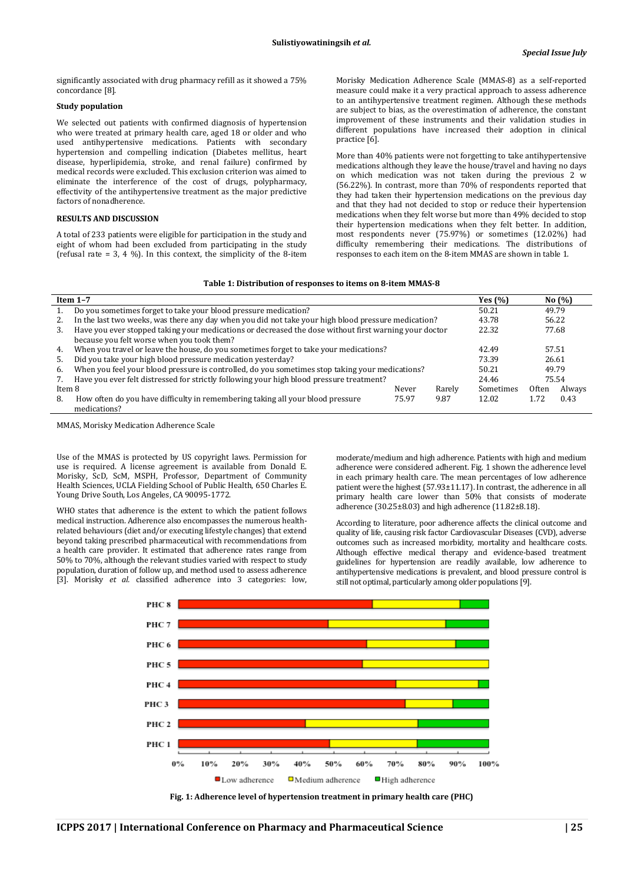significantly associated with drug pharmacy refill as it showed a 75% concordance [8].

### Study population

We selected out patients with confirmed diagnosis of hypertension who were treated at primary health care, aged 18 or older and who used antihypertensive medications. Patients with secondary hypertension and compelling indication (Diabetes mellitus, heart disease, hyperlipidemia, stroke, and renal failure) confirmed by medical records were excluded. This exclusion criterion was aimed to eliminate the interference of the cost of drugs, polypharmacy, effectivity of the antihypertensive treatment as the major predictive factors of nonadherence.

## RESULTS AND DISCUSSION

A total of 233 patients were eligible for participation in the study and eight of whom had been excluded from participating in the study (refusal rate = 3, 4 %). In this context, the simplicity of the 8-item Morisky Medication Adherence Scale (MMAS-8) as a self-reported measure could make it a very practical approach to assess adherence to an antihypertensive treatment regimen. Although these methods are subject to bias, as the overestimation of adherence, the constant improvement of these instruments and their validation studies in different populations have increased their adoption in clinical practice [6].

More than 40% patients were not forgetting to take antihypertensive medications although they leave the house/travel and having no days on which medication was not taken during the previous 2 w (56.22%). In contrast, more than 70% of respondents reported that they had taken their hypertension medications on the previous day and that they had not decided to stop or reduce their hypertension medications when they felt worse but more than 49% decided to stop their hypertension medications when they felt better. In addition, most respondents never (75.97%) or sometimes (12.02%) had difficulty remembering their medications. The distributions of responses to each item on the 8-item MMAS are shown in table 1.

**Table 1: Distribution of responses to items on 8-item MMAS-8**

| Item 1–7 | | | Yes (%) | No (%) | |
|---|---|---|---|---|---|
| 1. Do you sometimes forget to take your blood pressure medication? | | | 50.21 | 49.79 | |
| 2. In the last two weeks, was there any day when you did not take your high blood pressure medication? | | | 43.78 | 56.22 | |
| 3. Have you ever stopped taking your medications or decreased the dose without first warning your doctor because you felt worse when you took them? | | | 22.32 | 77.68 | |
| 4. When you travel or leave the house, do you sometimes forget to take your medications? | | | 42.49 | 57.51 | |
| 5. Did you take your high blood pressure medication yesterday? | | | 73.39 | 26.61 | |
| 6. When you feel your blood pressure is controlled, do you sometimes stop taking your medications? | | | 50.21 | 49.79 | |
| 7. Have you ever felt distressed for strictly following your high blood pressure treatment? | | | 24.46 | 75.54 | |
| Item 8 | Never | Rarely | Sometimes | Often | Always |
| 8. How often do you have difficulty in remembering taking all your blood pressure medications? | 75.97 | 9.87 | 12.02 | 1.72 | 0.43 |

MMAS, Morisky Medication Adherence Scale

Use of the MMAS is protected by US copyright laws. Permission for use is required. A license agreement is available from Donald E. Morisky, ScD, ScM, MSPH, Professor, Department of Community Health Sciences, UCLA Fielding School of Public Health, 650 Charles E. Young Drive South, Los Angeles, CA 90095-1772.

WHO states that adherence is the extent to which the patient follows medical instruction. Adherence also encompasses the numerous health-related behaviours (diet and/or executing lifestyle changes) that extend beyond taking prescribed pharmaceutical with recommendations from a health care provider. It estimated that adherence rates range from 50% to 70%, although the relevant studies varied with respect to study population, duration of follow up, and method used to assess adherence [3]. Morisky *et al.* classified adherence into 3 categories: low, moderate/medium and high adherence. Patients with high and medium adherence were considered adherent. Fig. 1 shown the adherence level in each primary health care. The mean percentages of low adherence patient were the highest (57.93±11.17). In contrast, the adherence in all primary health care lower than 50% that consists of moderate adherence (30.25±8.03) and high adherence (11.82±8.18).

According to literature, poor adherence affects the clinical outcome and quality of life, causing risk factor Cardiovascular Diseases (CVD), adverse outcomes such as increased morbidity, mortality and healthcare costs. Although effective medical therapy and evidence-based treatment guidelines for hypertension are readily available, low adherence to antihypertensive medications is prevalent, and blood pressure control is still not optimal, particularly among older populations [9].

**Fig. 1: Adherence level of hypertension treatment in primary health care (PHC)**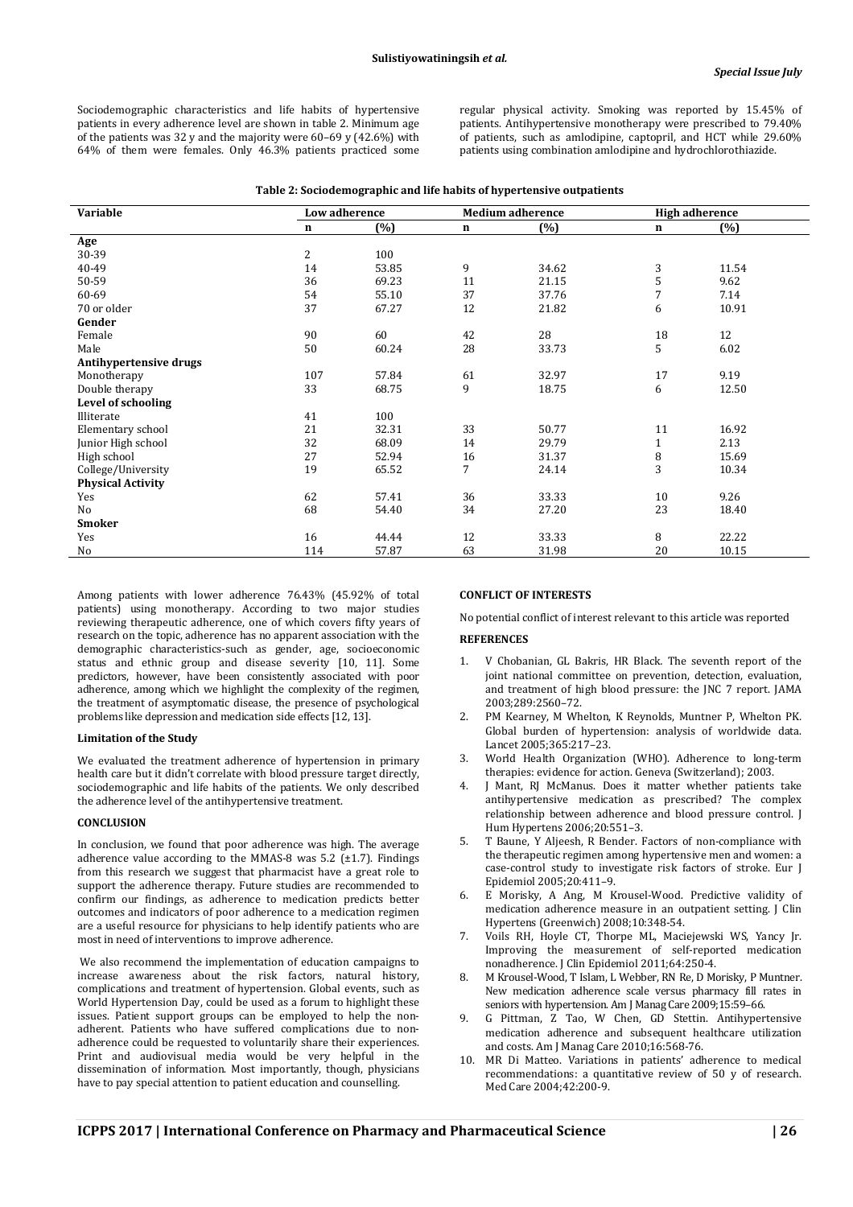Sociodemographic characteristics and life habits of hypertensive patients in every adherence level are shown in table 2. Minimum age of the patients was 32 y and the majority were 60–69 y (42.6%) with 64% of them were females. Only 46.3% patients practiced some regular physical activity. Smoking was reported by 15.45% of patients. Antihypertensive monotherapy were prescribed to 79.40% of patients, such as amlodipine, captopril, and HCT while 29.60% patients using combination amlodipine and hydrochlorothiazide.

**Table 2: Sociodemographic and life habits of hypertensive outpatients**

| Variable | Low adherence | | Medium adherence | | High adherence | |
|---|---|---|---|---|---|---|
| | n | (%) | n | (%) | n | (%) |
| **Age** | | | | | | |
| 30-39 | 2 | 100 | | | | |
| 40-49 | 14 | 53.85 | 9 | 34.62 | 3 | 11.54 |
| 50-59 | 36 | 69.23 | 11 | 21.15 | 5 | 9.62 |
| 60-69 | 54 | 55.10 | 37 | 37.76 | 7 | 7.14 |
| 70 or older | 37 | 67.27 | 12 | 21.82 | 6 | 10.91 |
| **Gender** | | | | | | |
| Female | 90 | 60 | 42 | 28 | 18 | 12 |
| Male | 50 | 60.24 | 28 | 33.73 | 5 | 6.02 |
| **Antihypertensive drugs** | | | | | | |
| Monotherapy | 107 | 57.84 | 61 | 32.97 | 17 | 9.19 |
| Double therapy | 33 | 68.75 | 9 | 18.75 | 6 | 12.50 |
| **Level of schooling** | | | | | | |
| Illiterate | 41 | 100 | | | | |
| Elementary school | 21 | 32.31 | 33 | 50.77 | 11 | 16.92 |
| Junior High school | 32 | 68.09 | 14 | 29.79 | 1 | 2.13 |
| High school | 27 | 52.94 | 16 | 31.37 | 8 | 15.69 |
| College/University | 19 | 65.52 | 7 | 24.14 | 3 | 10.34 |
| **Physical Activity** | | | | | | |
| Yes | 62 | 57.41 | 36 | 33.33 | 10 | 9.26 |
| No | 68 | 54.40 | 34 | 27.20 | 23 | 18.40 |
| **Smoker** | | | | | | |
| Yes | 16 | 44.44 | 12 | 33.33 | 8 | 22.22 |
| No | 114 | 57.87 | 63 | 31.98 | 20 | 10.15 |

Among patients with lower adherence 76.43% (45.92% of total patients) using monotherapy. According to two major studies reviewing therapeutic adherence, one of which covers fifty years of research on the topic, adherence has no apparent association with the demographic characteristics-such as gender, age, socioeconomic status and ethnic group and disease severity [10, 11]. Some predictors, however, have been consistently associated with poor adherence, among which we highlight the complexity of the regimen, the treatment of asymptomatic disease, the presence of psychological problems like depression and medication side effects [12, 13].

#### Limitation of the Study

We evaluated the treatment adherence of hypertension in primary health care but it didn't correlate with blood pressure target directly, sociodemographic and life habits of the patients. We only described the adherence level of the antihypertensive treatment.

## CONCLUSION

In conclusion, we found that poor adherence was high. The average adherence value according to the MMAS-8 was 5.2 (±1.7). Findings from this research we suggest that pharmacist have a great role to support the adherence therapy. Future studies are recommended to confirm our findings, as adherence to medication predicts better outcomes and indicators of poor adherence to a medication regimen are a useful resource for physicians to help identify patients who are most in need of interventions to improve adherence.

We also recommend the implementation of education campaigns to increase awareness about the risk factors, natural history, complications and treatment of hypertension. Global events, such as World Hypertension Day, could be used as a forum to highlight these issues. Patient support groups can be employed to help the non-adherent. Patients who have suffered complications due to non-adherence could be requested to voluntarily share their experiences. Print and audiovisual media would be very helpful in the dissemination of information. Most importantly, though, physicians have to pay special attention to patient education and counselling.

## CONFLICT OF INTERESTS

No potential conflict of interest relevant to this article was reported

## REFERENCES

1. V Chobanian, GL Bakris, HR Black. The seventh report of the joint national committee on prevention, detection, evaluation, and treatment of high blood pressure: the JNC 7 report. JAMA 2003;289:2560–72.
2. PM Kearney, M Whelton, K Reynolds, Muntner P, Whelton PK. Global burden of hypertension: analysis of worldwide data. Lancet 2005;365:217–23.
3. World Health Organization (WHO). Adherence to long-term therapies: evidence for action. Geneva (Switzerland); 2003.
4. J Mant, RJ McManus. Does it matter whether patients take antihypertensive medication as prescribed? The complex relationship between adherence and blood pressure control. J Hum Hypertens 2006;20:551–3.
5. T Baune, Y Aljeesh, R Bender. Factors of non-compliance with the therapeutic regimen among hypertensive men and women: a case-control study to investigate risk factors of stroke. Eur J Epidemiol 2005;20:411–9.
6. E Morisky, A Ang, M Krousel-Wood. Predictive validity of medication adherence measure in an outpatient setting. J Clin Hypertens (Greenwich) 2008;10:348-54.
7. Voils RH, Hoyle CT, Thorpe ML, Maciejewski WS, Yancy Jr. Improving the measurement of self-reported medication nonadherence. J Clin Epidemiol 2011;64:250-4.
8. M Krousel-Wood, T Islam, L Webber, RN Re, D Morisky, P Muntner. New medication adherence scale versus pharmacy fill rates in seniors with hypertension. Am J Manag Care 2009;15:59–66.
9. G Pittman, Z Tao, W Chen, GD Stettin. Antihypertensive medication adherence and subsequent healthcare utilization and costs. Am J Manag Care 2010;16:568-76.
10. MR Di Matteo. Variations in patients' adherence to medical recommendations: a quantitative review of 50 y of research. Med Care 2004;42:200-9.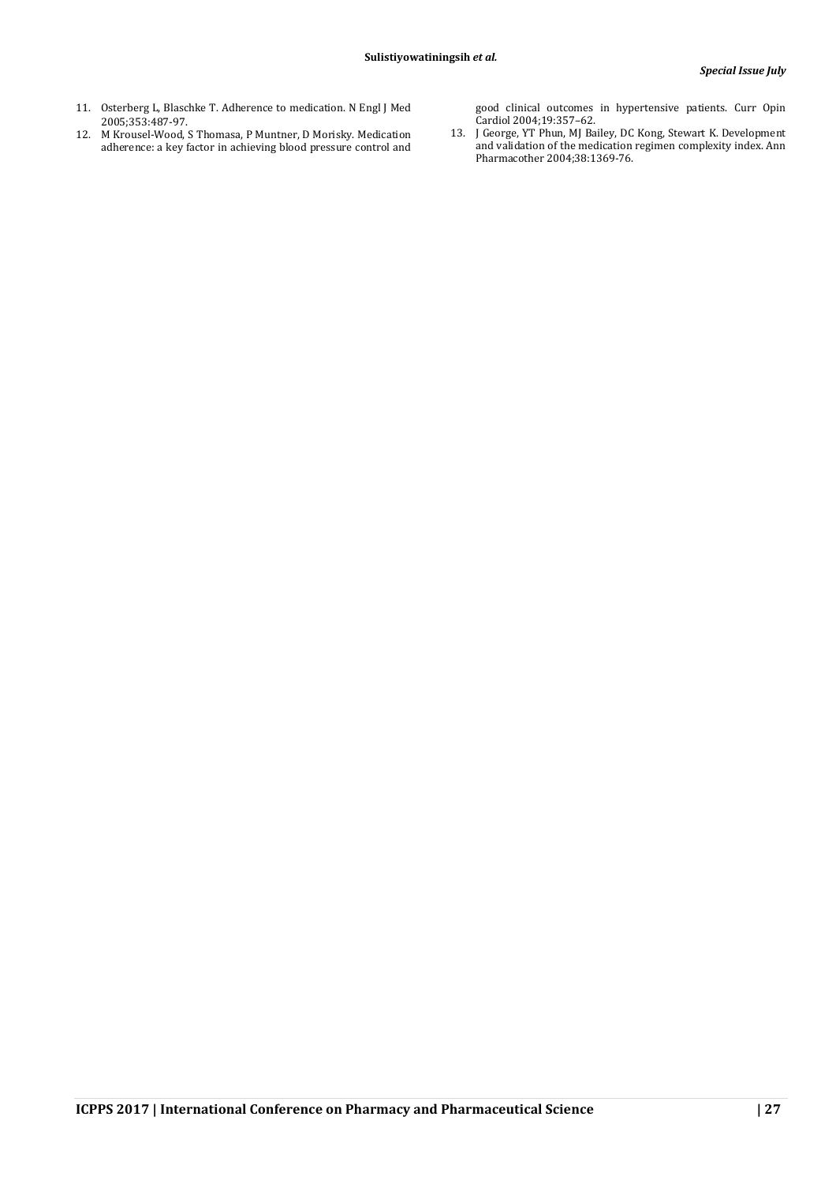11. Osterberg L, Blaschke T. Adherence to medication. N Engl J Med 2005;353:487-97.
12. M Krousel-Wood, S Thomasa, P Muntner, D Morisky. Medication adherence: a key factor in achieving blood pressure control and good clinical outcomes in hypertensive patients. Curr Opin Cardiol 2004;19:357–62.
13. J George, YT Phun, MJ Bailey, DC Kong, Stewart K. Development and validation of the medication regimen complexity index. Ann Pharmacother 2004;38:1369-76.